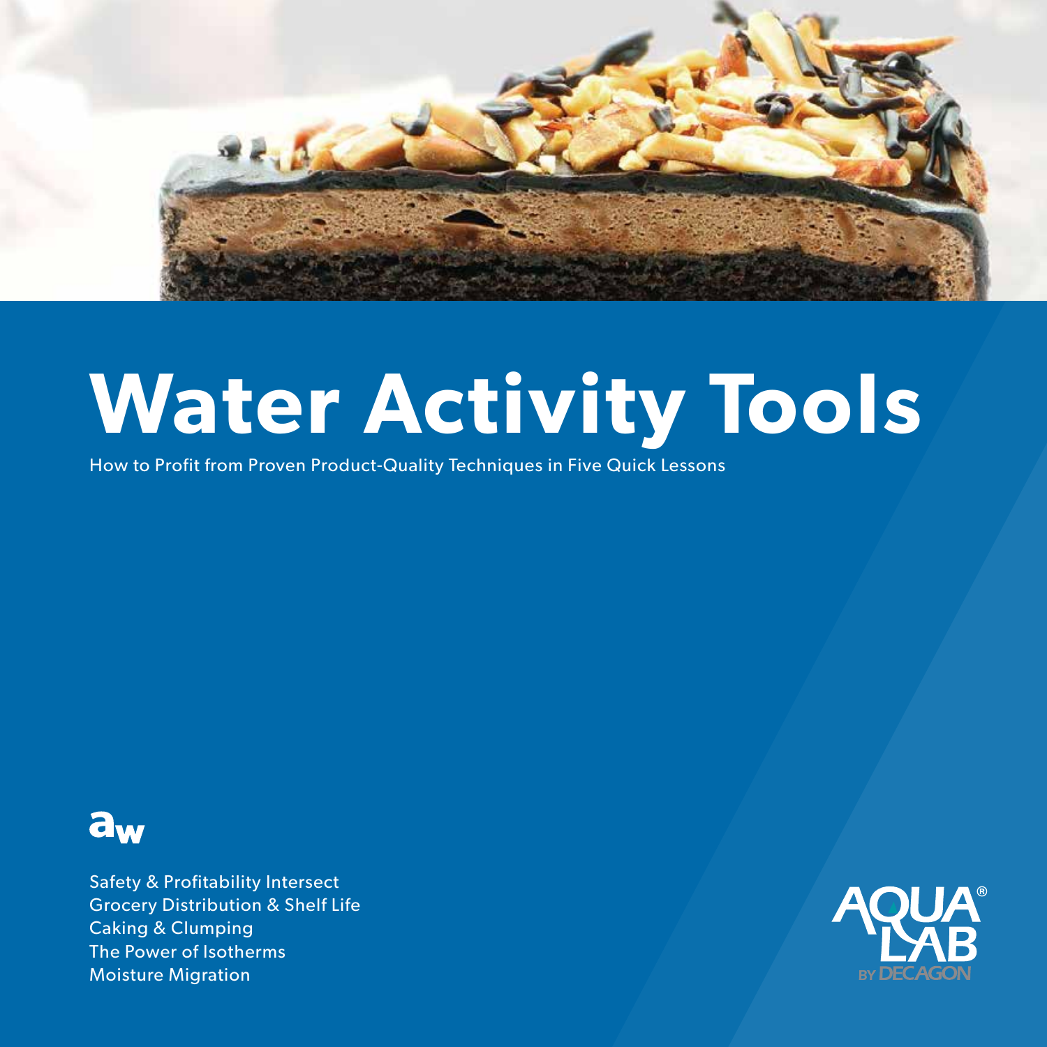# Water Activity Tools

How to Profit from Proven Product-Quality Techniques in Five Quick Lessons

$a_w$

- Safety & Profitability Intersect
- Grocery Distribution & Shelf Life
- Caking & Clumping
- The Power of Isotherms
- Moisture Migration

AQUA LAB® BY DECAGON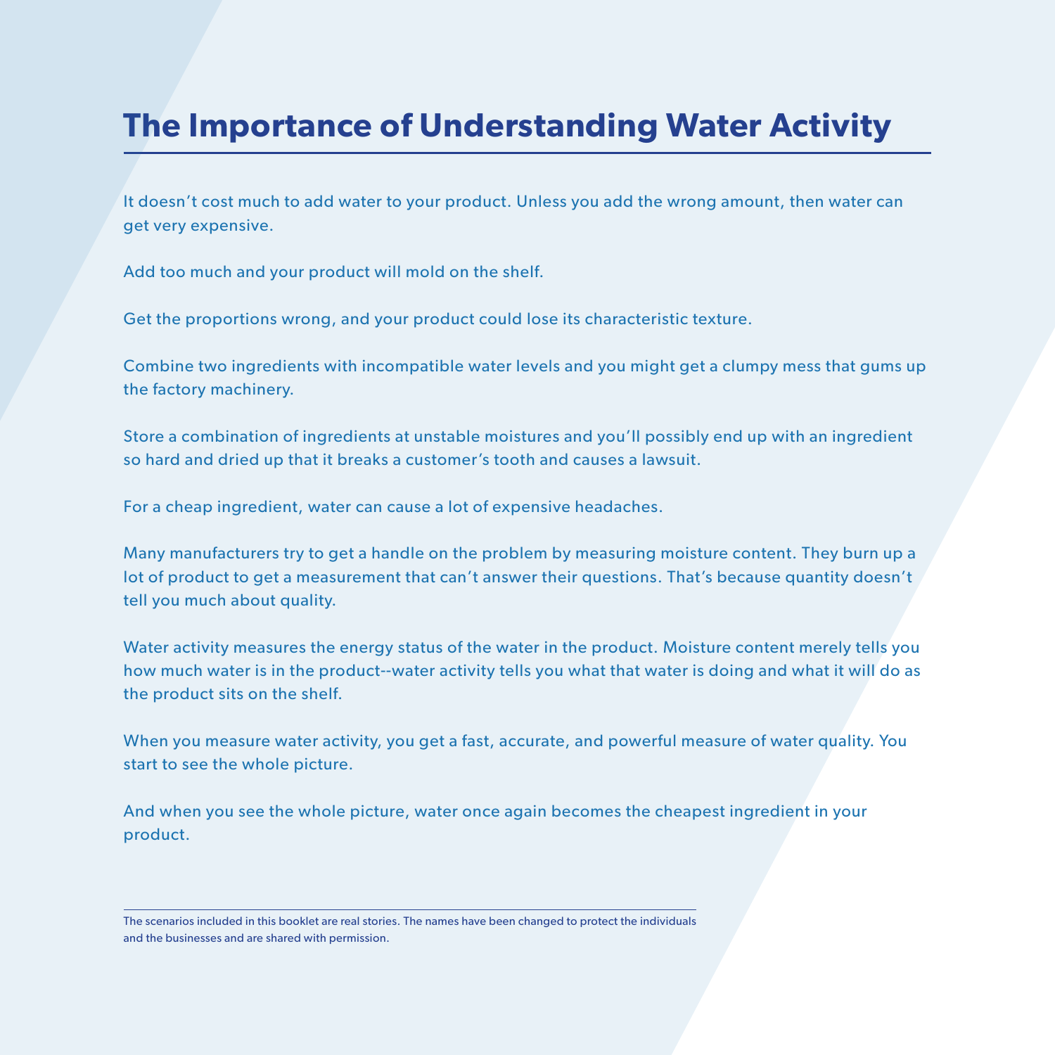# The Importance of Understanding Water Activity

It doesn't cost much to add water to your product. Unless you add the wrong amount, then water can get very expensive.

Add too much and your product will mold on the shelf.

Get the proportions wrong, and your product could lose its characteristic texture.

Combine two ingredients with incompatible water levels and you might get a clumpy mess that gums up the factory machinery.

Store a combination of ingredients at unstable moistures and you'll possibly end up with an ingredient so hard and dried up that it breaks a customer's tooth and causes a lawsuit.

For a cheap ingredient, water can cause a lot of expensive headaches.

Many manufacturers try to get a handle on the problem by measuring moisture content. They burn up a lot of product to get a measurement that can't answer their questions. That's because quantity doesn't tell you much about quality.

Water activity measures the energy status of the water in the product. Moisture content merely tells you how much water is in the product--water activity tells you what that water is doing and what it will do as the product sits on the shelf.

When you measure water activity, you get a fast, accurate, and powerful measure of water quality. You start to see the whole picture.

And when you see the whole picture, water once again becomes the cheapest ingredient in your product.

---

The scenarios included in this booklet are real stories. The names have been changed to protect the individuals and the businesses and are shared with permission.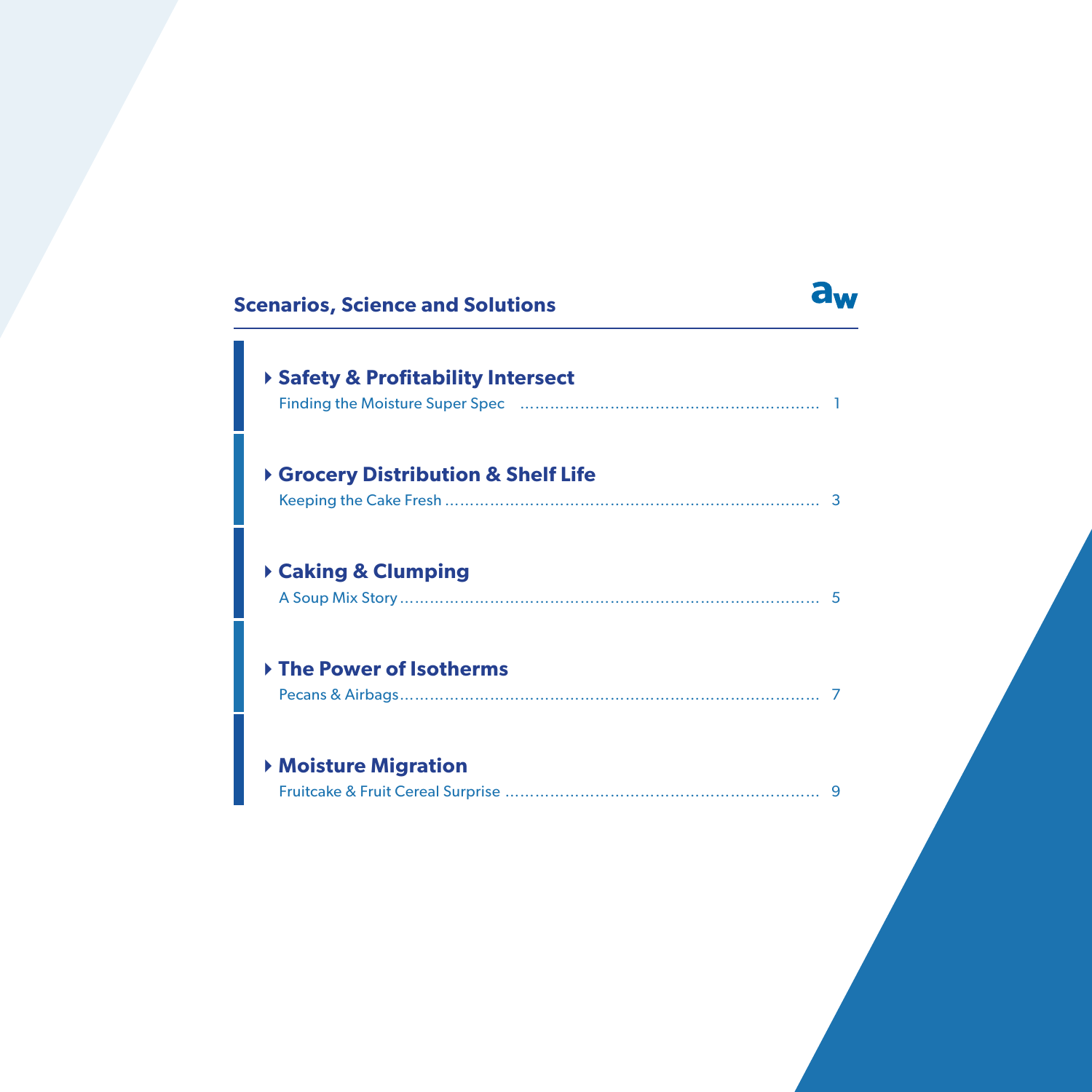## Scenarios, Science and Solutions

$a_w$

### Safety & Profitability Intersect

Finding the Moisture Super Spec ........................................................ 1

### Grocery Distribution & Shelf Life

Keeping the Cake Fresh ........................................................................ 3

### Caking & Clumping

A Soup Mix Story .................................................................................. 5

### The Power of Isotherms

Pecans & Airbags.................................................................................. 7

### Moisture Migration

Fruitcake & Fruit Cereal Surprise ......................................................... 9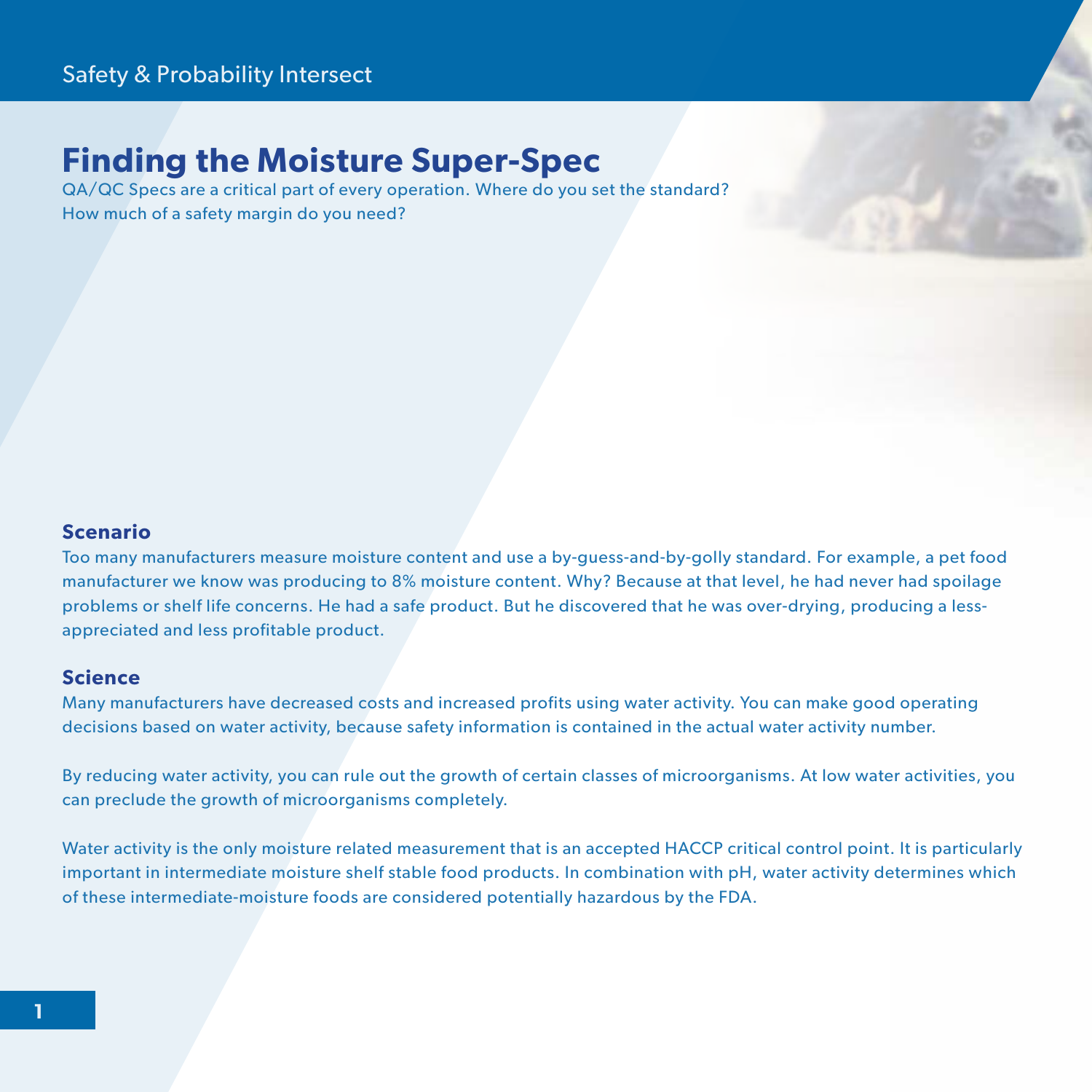Safety & Probability Intersect

# Finding the Moisture Super-Spec

QA/QC Specs are a critical part of every operation. Where do you set the standard? How much of a safety margin do you need?

## Scenario

Too many manufacturers measure moisture content and use a by-guess-and-by-golly standard. For example, a pet food manufacturer we know was producing to 8% moisture content. Why? Because at that level, he had never had spoilage problems or shelf life concerns. He had a safe product. But he discovered that he was over-drying, producing a less-appreciated and less profitable product.

## Science

Many manufacturers have decreased costs and increased profits using water activity. You can make good operating decisions based on water activity, because safety information is contained in the actual water activity number.

By reducing water activity, you can rule out the growth of certain classes of microorganisms. At low water activities, you can preclude the growth of microorganisms completely.

Water activity is the only moisture related measurement that is an accepted HACCP critical control point. It is particularly important in intermediate moisture shelf stable food products. In combination with pH, water activity determines which of these intermediate-moisture foods are considered potentially hazardous by the FDA.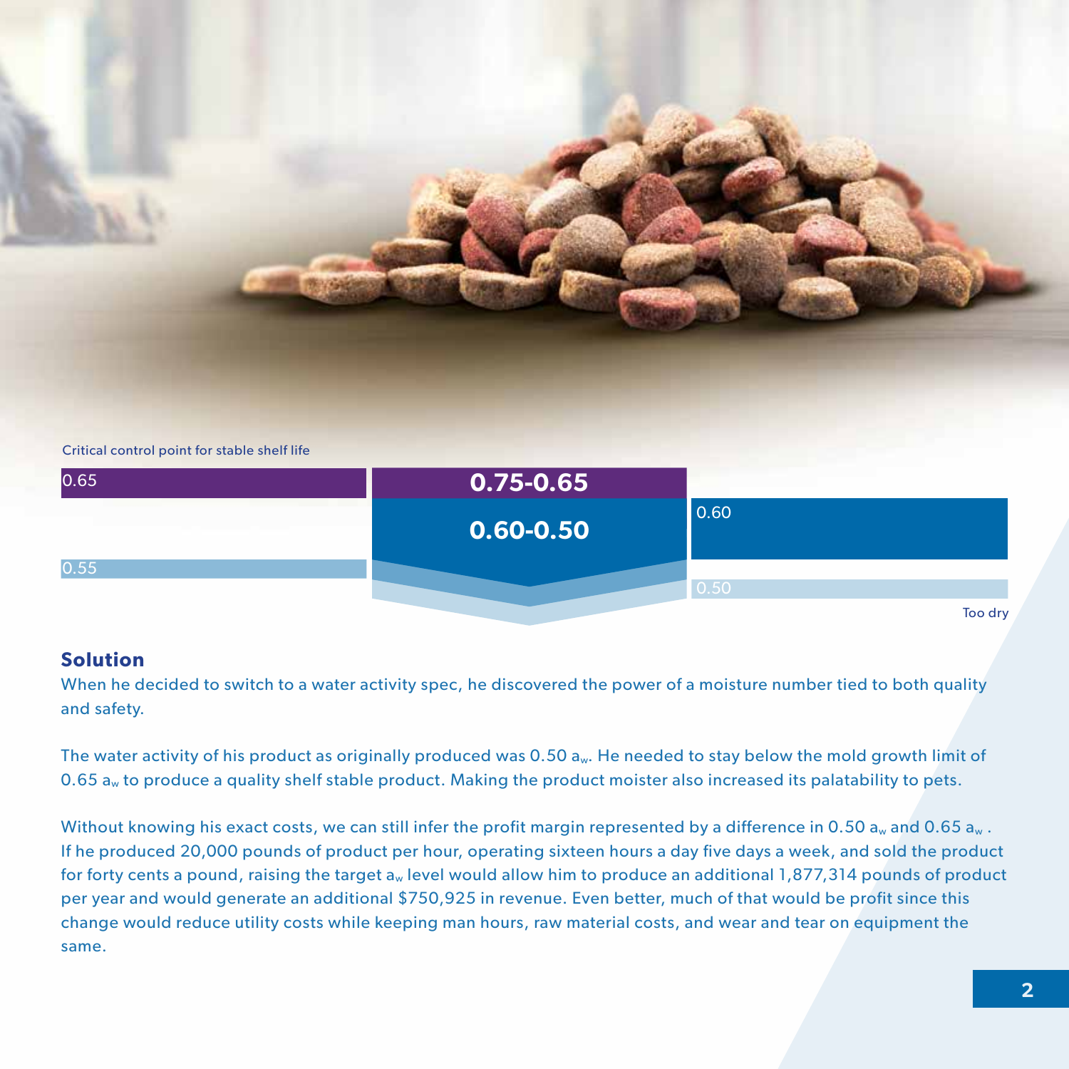Critical control point for stable shelf life

0.65

0.75-0.65

0.60-0.50

0.60

0.55

0.50

Too dry

## Solution

When he decided to switch to a water activity spec, he discovered the power of a moisture number tied to both quality and safety.

The water activity of his product as originally produced was 0.50 $a_w$. He needed to stay below the mold growth limit of 0.65 $a_w$ to produce a quality shelf stable product. Making the product moister also increased its palatability to pets.

Without knowing his exact costs, we can still infer the profit margin represented by a difference in 0.50 $a_w$ and 0.65 $a_w$. If he produced 20,000 pounds of product per hour, operating sixteen hours a day five days a week, and sold the product for forty cents a pound, raising the target $a_w$ level would allow him to produce an additional 1,877,314 pounds of product per year and would generate an additional $750,925 in revenue. Even better, much of that would be profit since this change would reduce utility costs while keeping man hours, raw material costs, and wear and tear on equipment the same.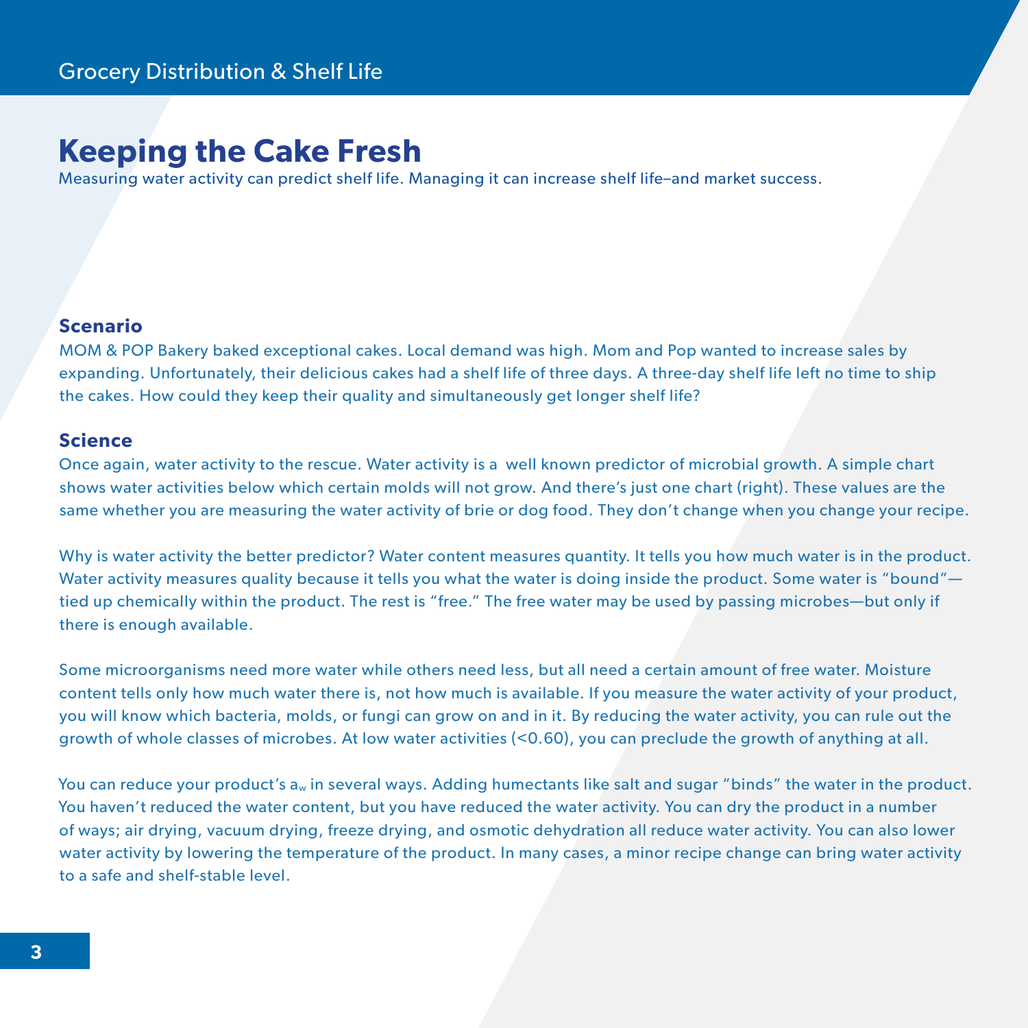# Keeping the Cake Fresh

Measuring water activity can predict shelf life. Managing it can increase shelf life–and market success.

## Scenario

MOM & POP Bakery baked exceptional cakes. Local demand was high. Mom and Pop wanted to increase sales by expanding. Unfortunately, their delicious cakes had a shelf life of three days. A three-day shelf life left no time to ship the cakes. How could they keep their quality and simultaneously get longer shelf life?

## Science

Once again, water activity to the rescue. Water activity is a well known predictor of microbial growth. A simple chart shows water activities below which certain molds will not grow. And there's just one chart (right). These values are the same whether you are measuring the water activity of brie or dog food. They don't change when you change your recipe.

Why is water activity the better predictor? Water content measures quantity. It tells you how much water is in the product. Water activity measures quality because it tells you what the water is doing inside the product. Some water is "bound"—tied up chemically within the product. The rest is "free." The free water may be used by passing microbes—but only if there is enough available.

Some microorganisms need more water while others need less, but all need a certain amount of free water. Moisture content tells only how much water there is, not how much is available. If you measure the water activity of your product, you will know which bacteria, molds, or fungi can grow on and in it. By reducing the water activity, you can rule out the growth of whole classes of microbes. At low water activities (<0.60), you can preclude the growth of anything at all.

You can reduce your product's $a_w$ in several ways. Adding humectants like salt and sugar "binds" the water in the product. You haven't reduced the water content, but you have reduced the water activity. You can dry the product in a number of ways; air drying, vacuum drying, freeze drying, and osmotic dehydration all reduce water activity. You can also lower water activity by lowering the temperature of the product. In many cases, a minor recipe change can bring water activity to a safe and shelf-stable level.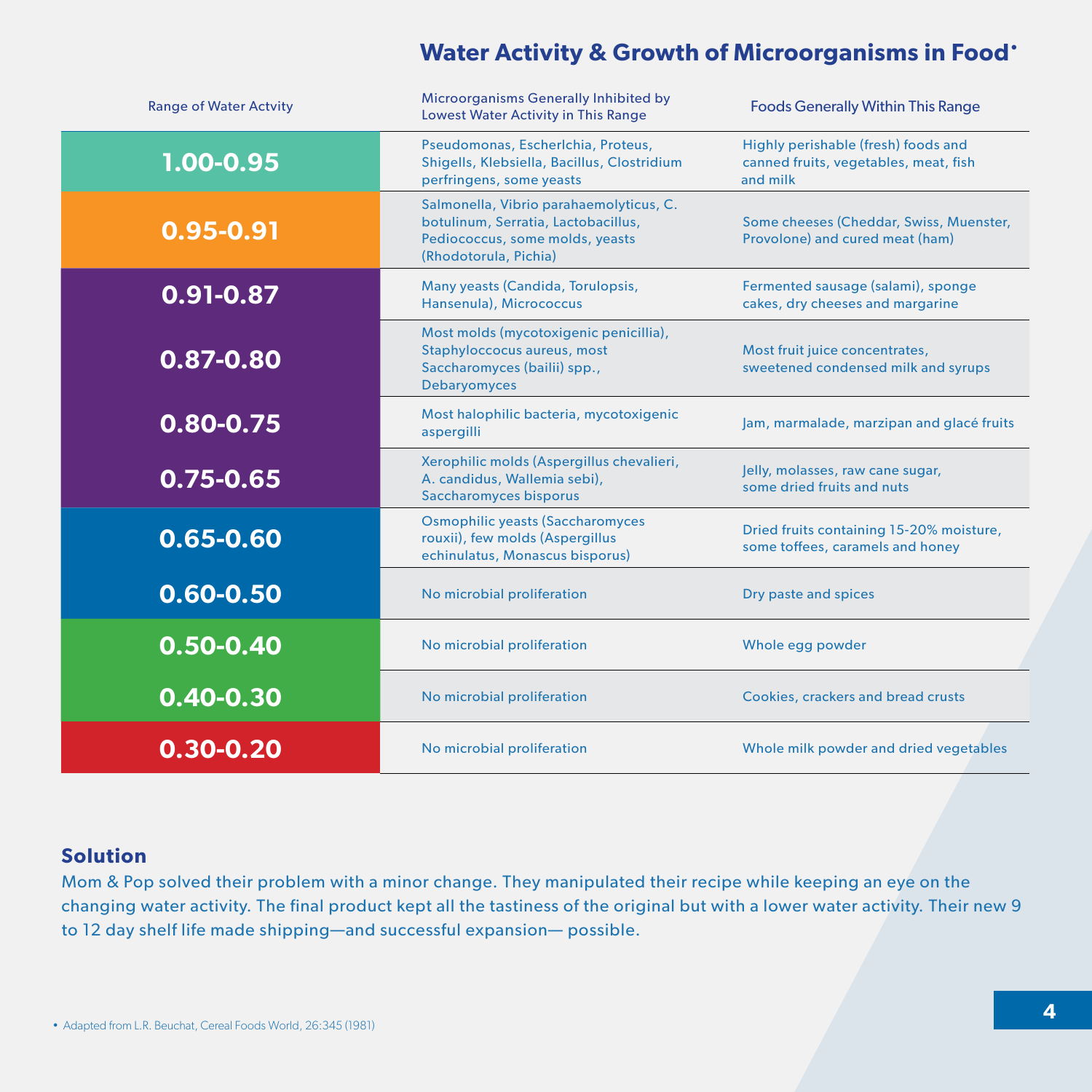## Water Activity & Growth of Microorganisms in Food•

| Range of Water Actvity | Microorganisms Generally Inhibited by Lowest Water Activity in This Range | Foods Generally Within This Range |
|---|---|---|
| **1.00-0.95** | Pseudomonas, Escherlchia, Proteus, Shigells, Klebsiella, Bacillus, Clostridium perfringens, some yeasts | Highly perishable (fresh) foods and canned fruits, vegetables, meat, fish and milk |
| **0.95-0.91** | Salmonella, Vibrio parahaemolyticus, C. botulinum, Serratia, Lactobacillus, Pediococcus, some molds, yeasts (Rhodotorula, Pichia) | Some cheeses (Cheddar, Swiss, Muenster, Provolone) and cured meat (ham) |
| **0.91-0.87** | Many yeasts (Candida, Torulopsis, Hansenula), Micrococcus | Fermented sausage (salami), sponge cakes, dry cheeses and margarine |
| **0.87-0.80** | Most molds (mycotoxigenic penicillia), Staphyloccocus aureus, most Saccharomyces (bailii) spp., Debaryomyces | Most fruit juice concentrates, sweetened condensed milk and syrups |
| **0.80-0.75** | Most halophilic bacteria, mycotoxigenic aspergilli | Jam, marmalade, marzipan and glacé fruits |
| **0.75-0.65** | Xerophilic molds (Aspergillus chevalieri, A. candidus, Wallemia sebi), Saccharomyces bisporus | Jelly, molasses, raw cane sugar, some dried fruits and nuts |
| **0.65-0.60** | Osmophilic yeasts (Saccharomyces rouxii), few molds (Aspergillus echinulatus, Monascus bisporus) | Dried fruits containing 15-20% moisture, some toffees, caramels and honey |
| **0.60-0.50** | No microbial proliferation | Dry paste and spices |
| **0.50-0.40** | No microbial proliferation | Whole egg powder |
| **0.40-0.30** | No microbial proliferation | Cookies, crackers and bread crusts |
| **0.30-0.20** | No microbial proliferation | Whole milk powder and dried vegetables |

### Solution

Mom & Pop solved their problem with a minor change. They manipulated their recipe while keeping an eye on the changing water activity. The final product kept all the tastiness of the original but with a lower water activity. Their new 9 to 12 day shelf life made shipping—and successful expansion— possible.

• Adapted from L.R. Beuchat, Cereal Foods World, 26:345 (1981)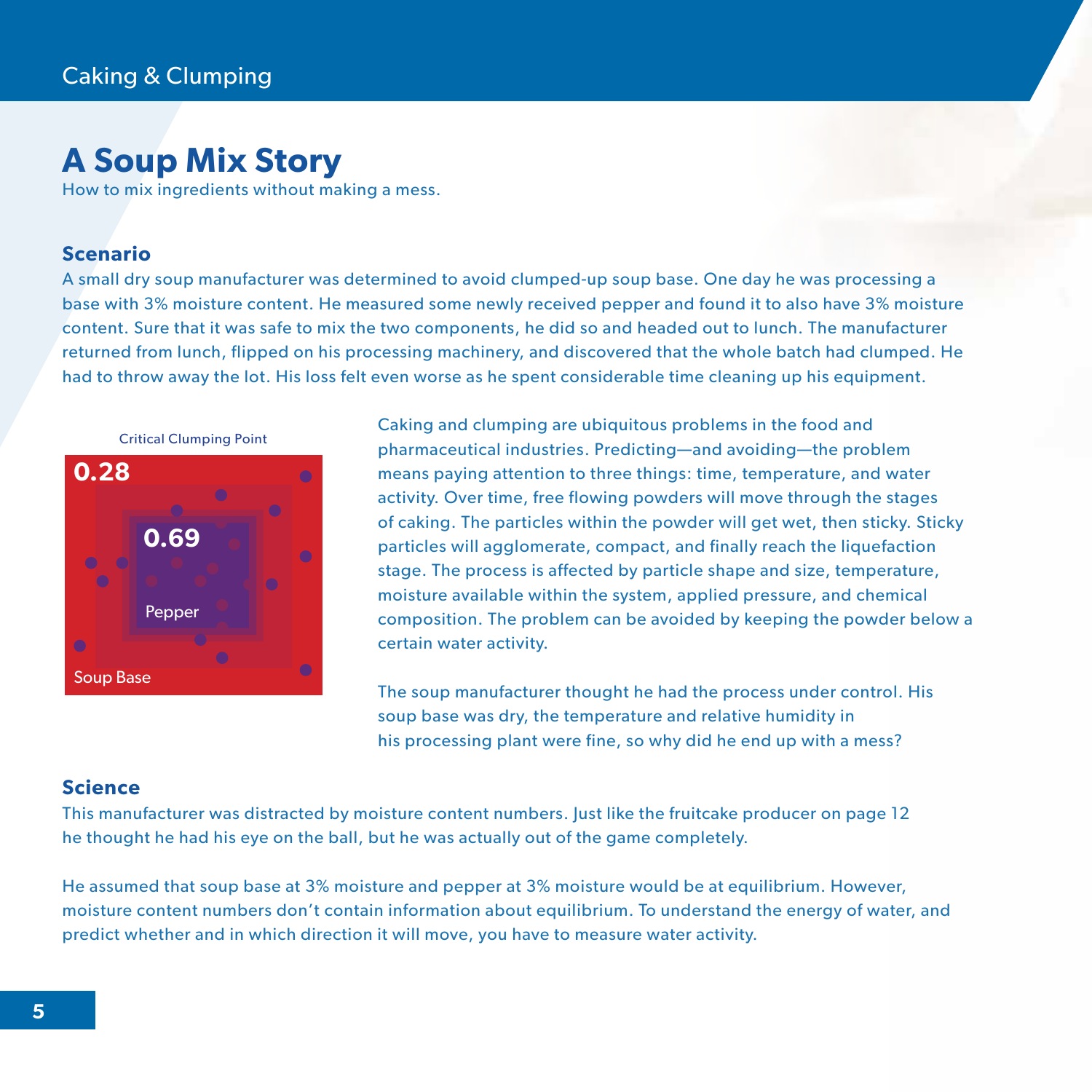# A Soup Mix Story

How to mix ingredients without making a mess.

## Scenario

A small dry soup manufacturer was determined to avoid clumped-up soup base. One day he was processing a base with 3% moisture content. He measured some newly received pepper and found it to also have 3% moisture content. Sure that it was safe to mix the two components, he did so and headed out to lunch. The manufacturer returned from lunch, flipped on his processing machinery, and discovered that the whole batch had clumped. He had to throw away the lot. His loss felt even worse as he spent considerable time cleaning up his equipment.

Critical Clumping Point

0.28

0.69

Pepper

Soup Base

Caking and clumping are ubiquitous problems in the food and pharmaceutical industries. Predicting—and avoiding—the problem means paying attention to three things: time, temperature, and water activity. Over time, free flowing powders will move through the stages of caking. The particles within the powder will get wet, then sticky. Sticky particles will agglomerate, compact, and finally reach the liquefaction stage. The process is affected by particle shape and size, temperature, moisture available within the system, applied pressure, and chemical composition. The problem can be avoided by keeping the powder below a certain water activity.

The soup manufacturer thought he had the process under control. His soup base was dry, the temperature and relative humidity in his processing plant were fine, so why did he end up with a mess?

## Science

This manufacturer was distracted by moisture content numbers. Just like the fruitcake producer on page 12 he thought he had his eye on the ball, but he was actually out of the game completely.

He assumed that soup base at 3% moisture and pepper at 3% moisture would be at equilibrium. However, moisture content numbers don't contain information about equilibrium. To understand the energy of water, and predict whether and in which direction it will move, you have to measure water activity.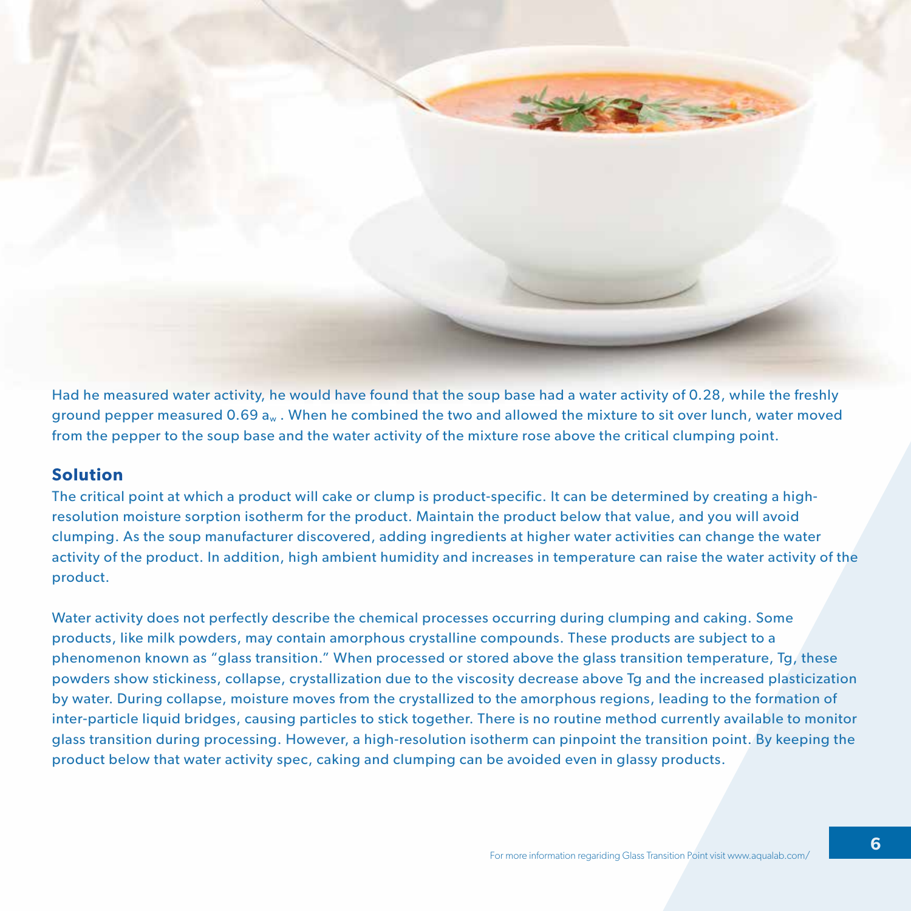Had he measured water activity, he would have found that the soup base had a water activity of 0.28, while the freshly ground pepper measured 0.69 $a_w$ . When he combined the two and allowed the mixture to sit over lunch, water moved from the pepper to the soup base and the water activity of the mixture rose above the critical clumping point.

## Solution

The critical point at which a product will cake or clump is product-specific. It can be determined by creating a high-resolution moisture sorption isotherm for the product. Maintain the product below that value, and you will avoid clumping. As the soup manufacturer discovered, adding ingredients at higher water activities can change the water activity of the product. In addition, high ambient humidity and increases in temperature can raise the water activity of the product.

Water activity does not perfectly describe the chemical processes occurring during clumping and caking. Some products, like milk powders, may contain amorphous crystalline compounds. These products are subject to a phenomenon known as "glass transition." When processed or stored above the glass transition temperature, Tg, these powders show stickiness, collapse, crystallization due to the viscosity decrease above Tg and the increased plasticization by water. During collapse, moisture moves from the crystallized to the amorphous regions, leading to the formation of inter-particle liquid bridges, causing particles to stick together. There is no routine method currently available to monitor glass transition during processing. However, a high-resolution isotherm can pinpoint the transition point. By keeping the product below that water activity spec, caking and clumping can be avoided even in glassy products.

For more information regariding Glass Transition Point visit www.aqualab.com/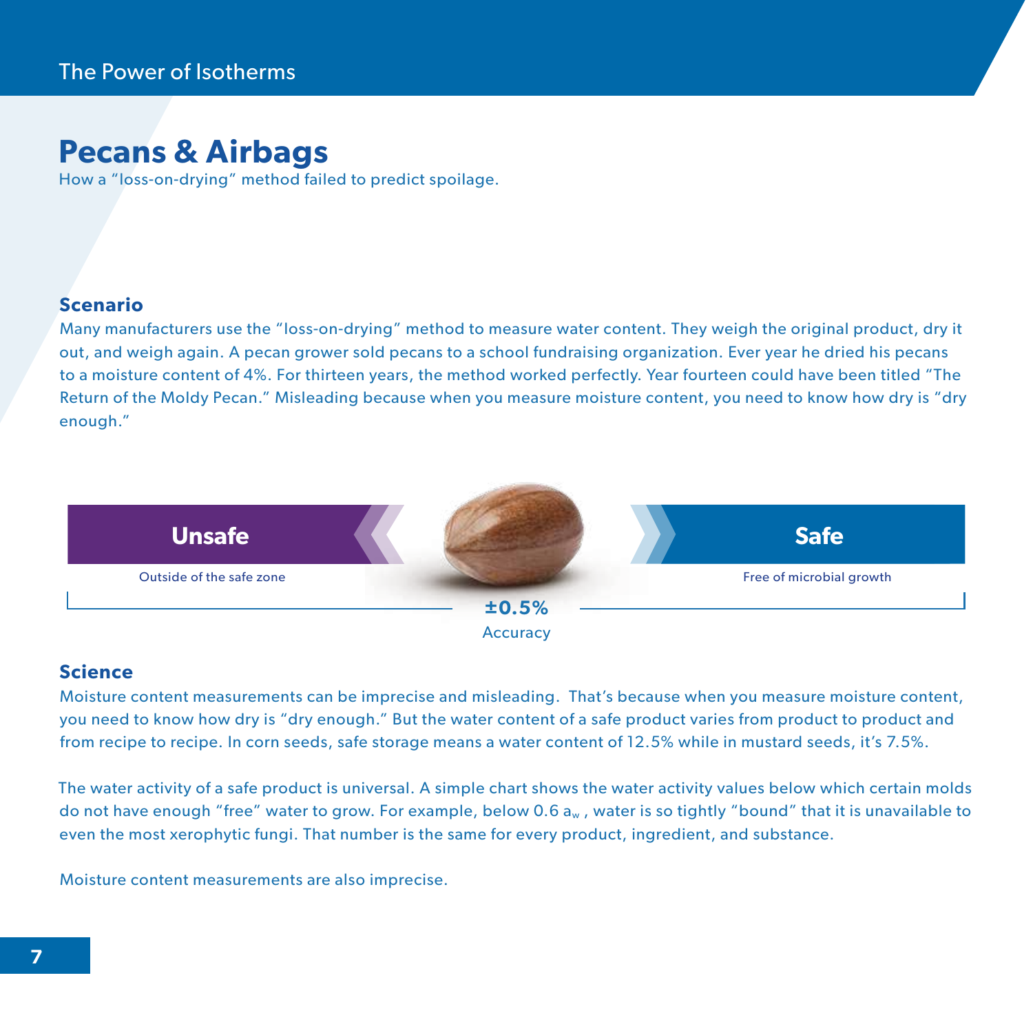# Pecans & Airbags

How a "loss-on-drying" method failed to predict spoilage.

### Scenario

Many manufacturers use the "loss-on-drying" method to measure water content. They weigh the original product, dry it out, and weigh again. A pecan grower sold pecans to a school fundraising organization. Ever year he dried his pecans to a moisture content of 4%. For thirteen years, the method worked perfectly. Year fourteen could have been titled "The Return of the Moldy Pecan." Misleading because when you measure moisture content, you need to know how dry is "dry enough."

**Unsafe**
Outside of the safe zone

**Safe**
Free of microbial growth

**±0.5%**
Accuracy

### Science

Moisture content measurements can be imprecise and misleading. That's because when you measure moisture content, you need to know how dry is "dry enough." But the water content of a safe product varies from product to product and from recipe to recipe. In corn seeds, safe storage means a water content of 12.5% while in mustard seeds, it's 7.5%.

The water activity of a safe product is universal. A simple chart shows the water activity values below which certain molds do not have enough "free" water to grow. For example, below 0.6 $a_w$ , water is so tightly "bound" that it is unavailable to even the most xerophytic fungi. That number is the same for every product, ingredient, and substance.

Moisture content measurements are also imprecise.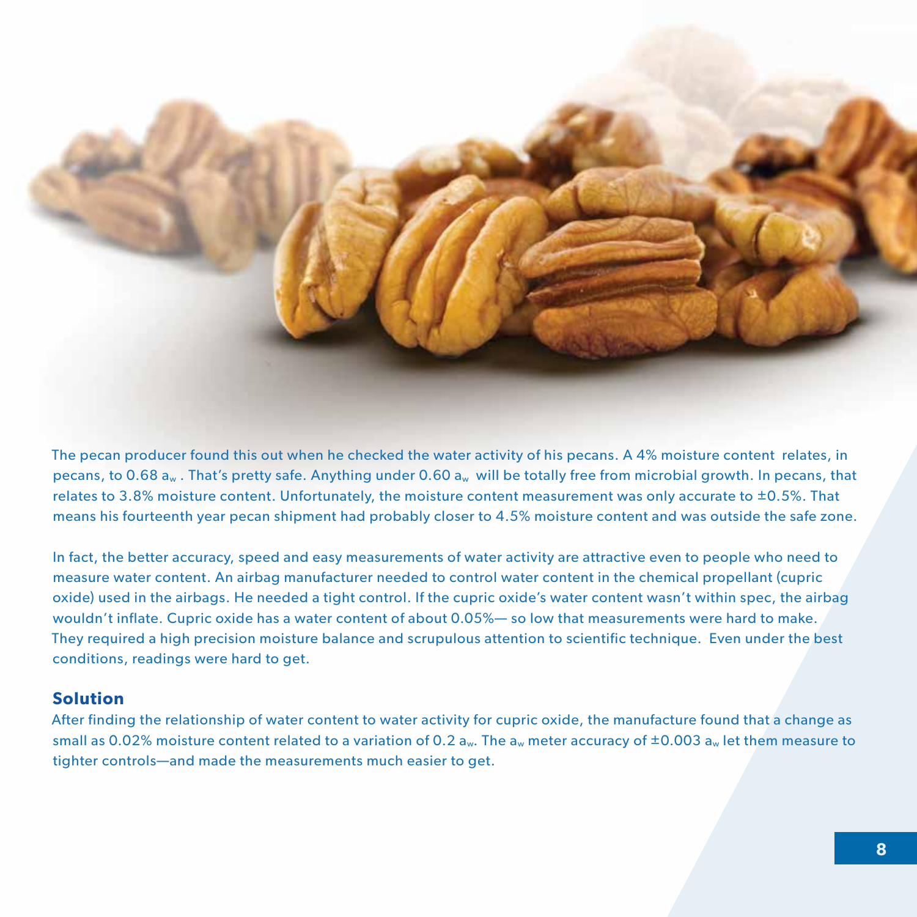The pecan producer found this out when he checked the water activity of his pecans. A 4% moisture content relates, in pecans, to 0.68 $a_w$ . That's pretty safe. Anything under 0.60 $a_w$ will be totally free from microbial growth. In pecans, that relates to 3.8% moisture content. Unfortunately, the moisture content measurement was only accurate to ±0.5%. That means his fourteenth year pecan shipment had probably closer to 4.5% moisture content and was outside the safe zone.

In fact, the better accuracy, speed and easy measurements of water activity are attractive even to people who need to measure water content. An airbag manufacturer needed to control water content in the chemical propellant (cupric oxide) used in the airbags. He needed a tight control. If the cupric oxide's water content wasn't within spec, the airbag wouldn't inflate. Cupric oxide has a water content of about 0.05%— so low that measurements were hard to make. They required a high precision moisture balance and scrupulous attention to scientific technique. Even under the best conditions, readings were hard to get.

## Solution

After finding the relationship of water content to water activity for cupric oxide, the manufacture found that a change as small as 0.02% moisture content related to a variation of 0.2 $a_w$. The $a_w$ meter accuracy of ±0.003 $a_w$ let them measure to tighter controls—and made the measurements much easier to get.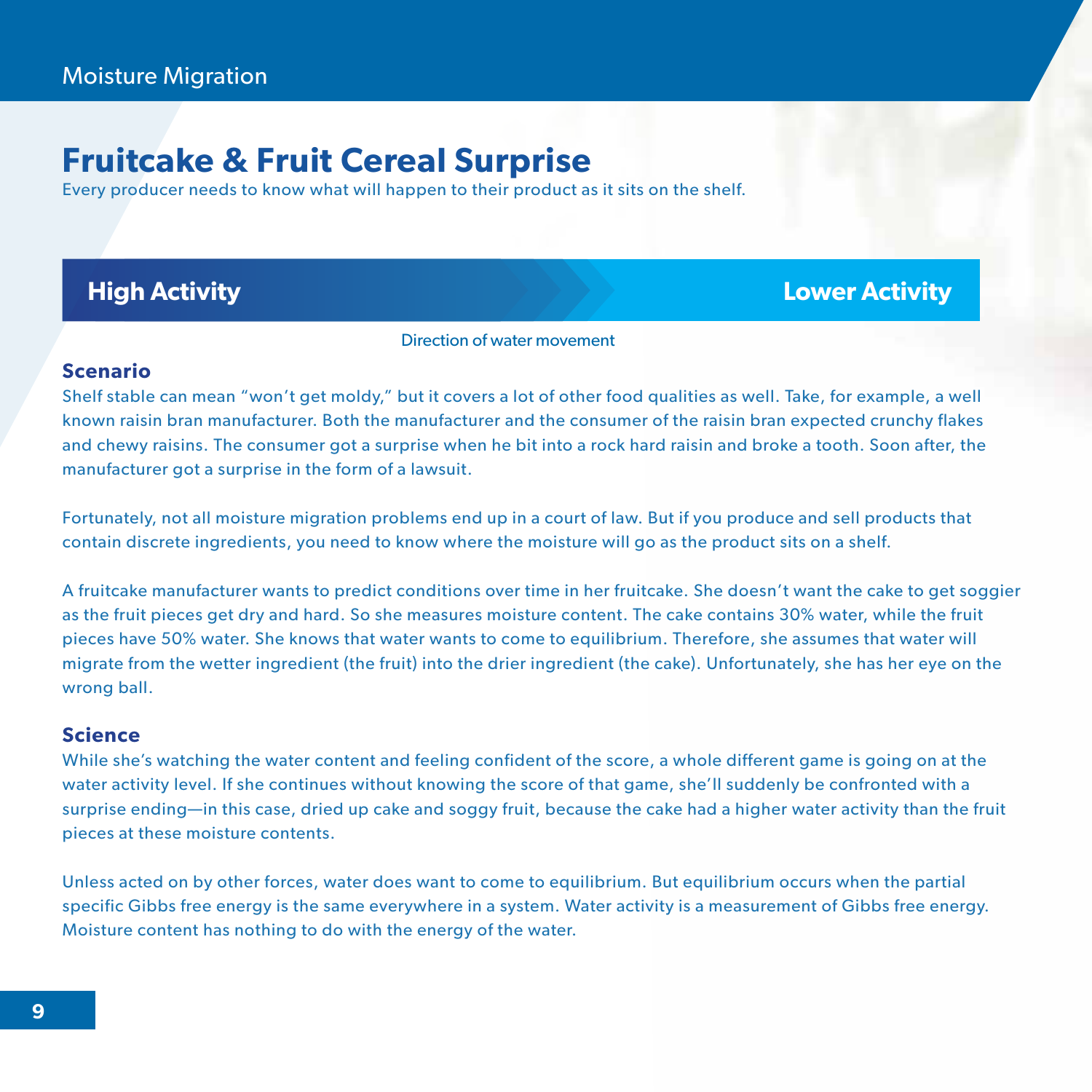# Fruitcake & Fruit Cereal Surprise

Every producer needs to know what will happen to their product as it sits on the shelf.

High Activity

Lower Activity

Direction of water movement

### Scenario

Shelf stable can mean "won't get moldy," but it covers a lot of other food qualities as well. Take, for example, a well known raisin bran manufacturer. Both the manufacturer and the consumer of the raisin bran expected crunchy flakes and chewy raisins. The consumer got a surprise when he bit into a rock hard raisin and broke a tooth. Soon after, the manufacturer got a surprise in the form of a lawsuit.

Fortunately, not all moisture migration problems end up in a court of law. But if you produce and sell products that contain discrete ingredients, you need to know where the moisture will go as the product sits on a shelf.

A fruitcake manufacturer wants to predict conditions over time in her fruitcake. She doesn't want the cake to get soggier as the fruit pieces get dry and hard. So she measures moisture content. The cake contains 30% water, while the fruit pieces have 50% water. She knows that water wants to come to equilibrium. Therefore, she assumes that water will migrate from the wetter ingredient (the fruit) into the drier ingredient (the cake). Unfortunately, she has her eye on the wrong ball.

### Science

While she's watching the water content and feeling confident of the score, a whole different game is going on at the water activity level. If she continues without knowing the score of that game, she'll suddenly be confronted with a surprise ending—in this case, dried up cake and soggy fruit, because the cake had a higher water activity than the fruit pieces at these moisture contents.

Unless acted on by other forces, water does want to come to equilibrium. But equilibrium occurs when the partial specific Gibbs free energy is the same everywhere in a system. Water activity is a measurement of Gibbs free energy. Moisture content has nothing to do with the energy of the water.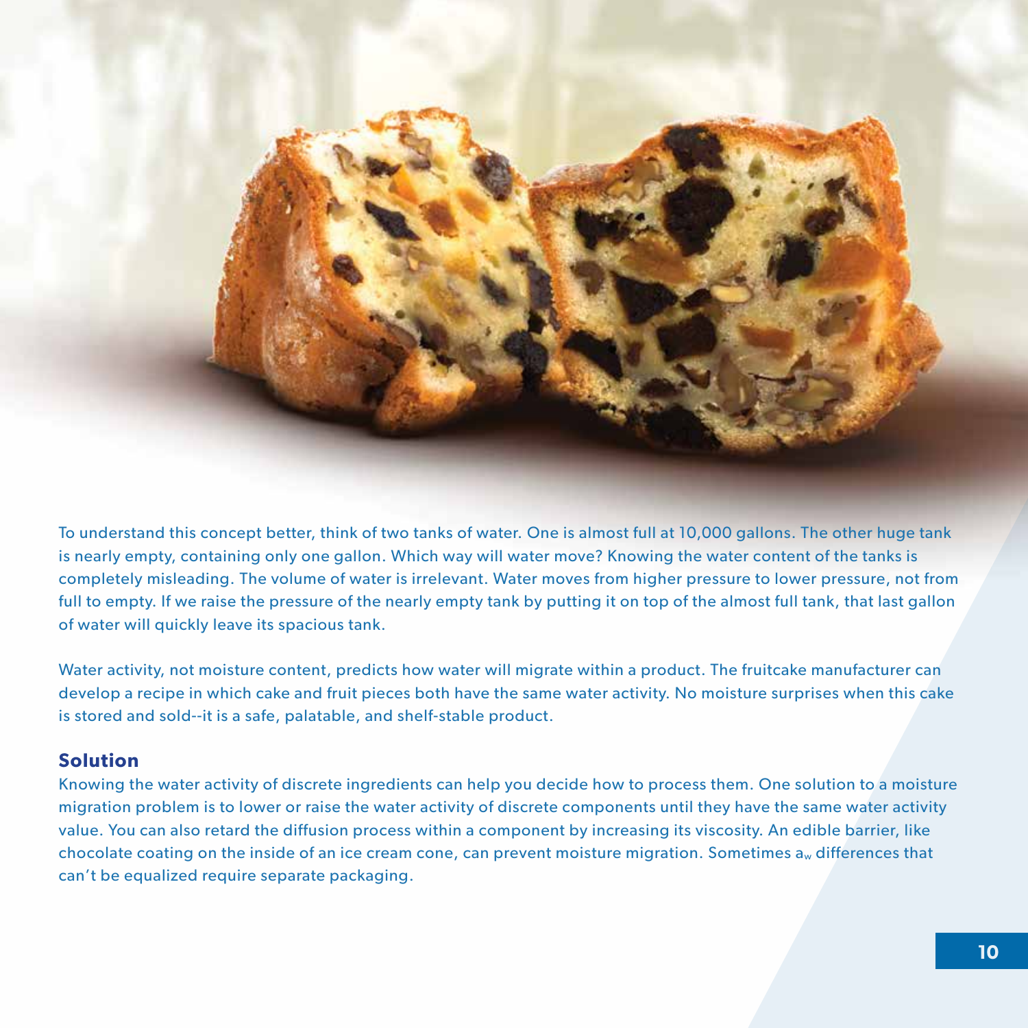To understand this concept better, think of two tanks of water. One is almost full at 10,000 gallons. The other huge tank is nearly empty, containing only one gallon. Which way will water move? Knowing the water content of the tanks is completely misleading. The volume of water is irrelevant. Water moves from higher pressure to lower pressure, not from full to empty. If we raise the pressure of the nearly empty tank by putting it on top of the almost full tank, that last gallon of water will quickly leave its spacious tank.

Water activity, not moisture content, predicts how water will migrate within a product. The fruitcake manufacturer can develop a recipe in which cake and fruit pieces both have the same water activity. No moisture surprises when this cake is stored and sold--it is a safe, palatable, and shelf-stable product.

## Solution

Knowing the water activity of discrete ingredients can help you decide how to process them. One solution to a moisture migration problem is to lower or raise the water activity of discrete components until they have the same water activity value. You can also retard the diffusion process within a component by increasing its viscosity. An edible barrier, like chocolate coating on the inside of an ice cream cone, can prevent moisture migration. Sometimes $a_w$ differences that can't be equalized require separate packaging.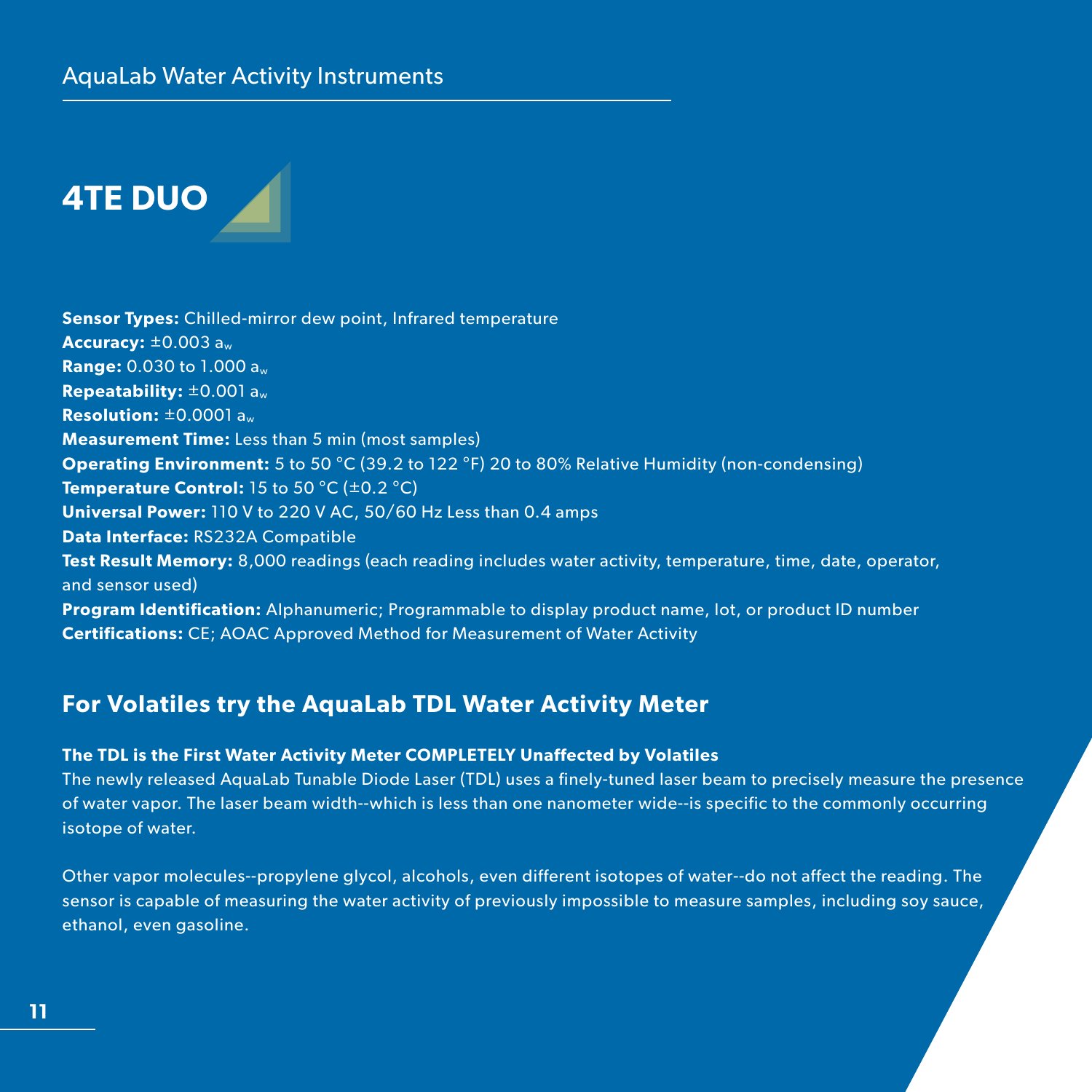# 4TE DUO

**Sensor Types:** Chilled-mirror dew point, Infrared temperature
**Accuracy:** ±0.003 $a_w$
**Range:** 0.030 to 1.000 $a_w$
**Repeatability:** ±0.001 $a_w$
**Resolution:** ±0.0001 $a_w$
**Measurement Time:** Less than 5 min (most samples)
**Operating Environment:** 5 to 50 °C (39.2 to 122 °F) 20 to 80% Relative Humidity (non-condensing)
**Temperature Control:** 15 to 50 °C (±0.2 °C)
**Universal Power:** 110 V to 220 V AC, 50/60 Hz Less than 0.4 amps
**Data Interface:** RS232A Compatible
**Test Result Memory:** 8,000 readings (each reading includes water activity, temperature, time, date, operator, and sensor used)
**Program Identification:** Alphanumeric; Programmable to display product name, lot, or product ID number
**Certifications:** CE; AOAC Approved Method for Measurement of Water Activity

## For Volatiles try the AquaLab TDL Water Activity Meter

**The TDL is the First Water Activity Meter COMPLETELY Unaffected by Volatiles**

The newly released AquaLab Tunable Diode Laser (TDL) uses a finely-tuned laser beam to precisely measure the presence of water vapor. The laser beam width--which is less than one nanometer wide--is specific to the commonly occurring isotope of water.

Other vapor molecules--propylene glycol, alcohols, even different isotopes of water--do not affect the reading. The sensor is capable of measuring the water activity of previously impossible to measure samples, including soy sauce, ethanol, even gasoline.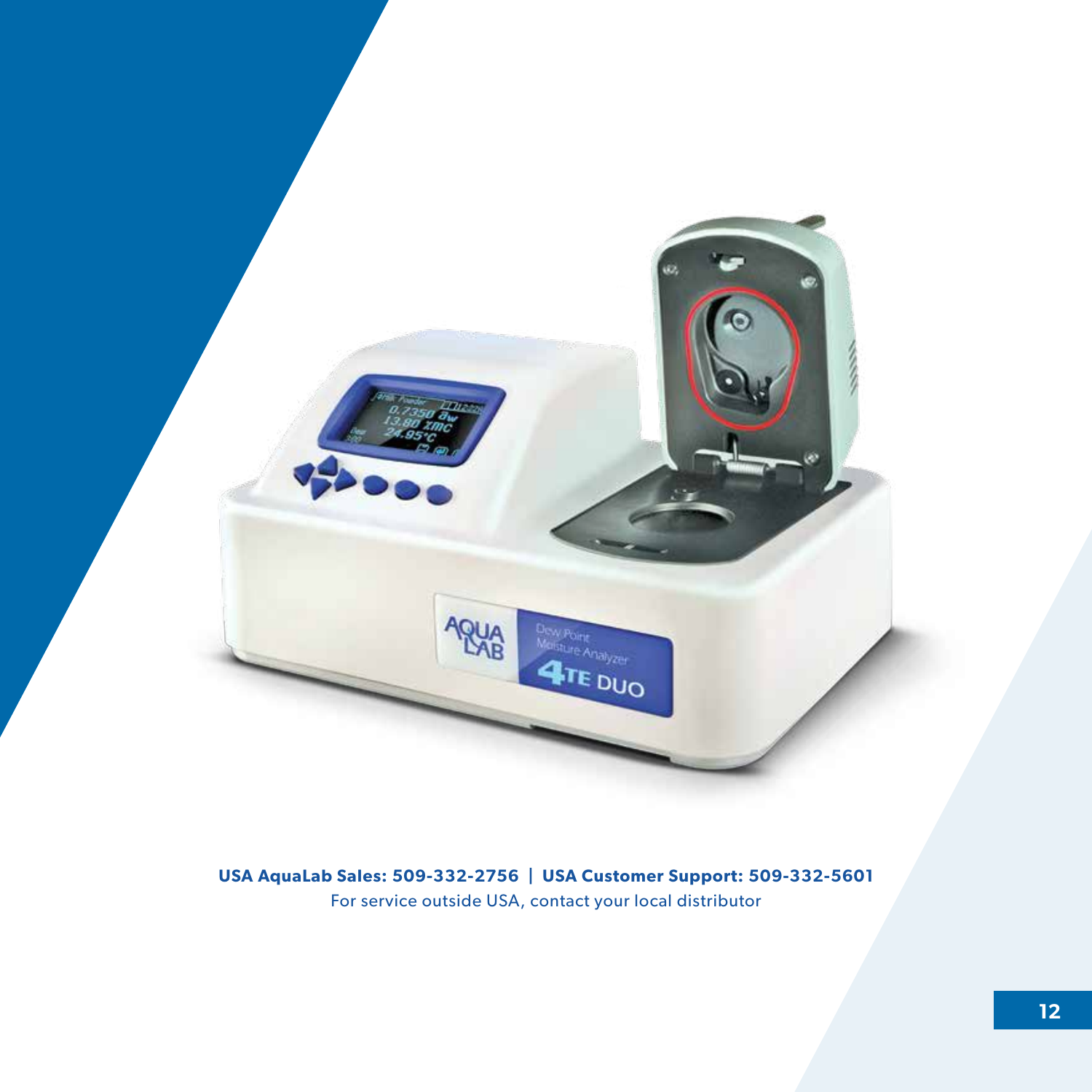**USA AquaLab Sales: 509-332-2756 | USA Customer Support: 509-332-5601**

For service outside USA, contact your local distributor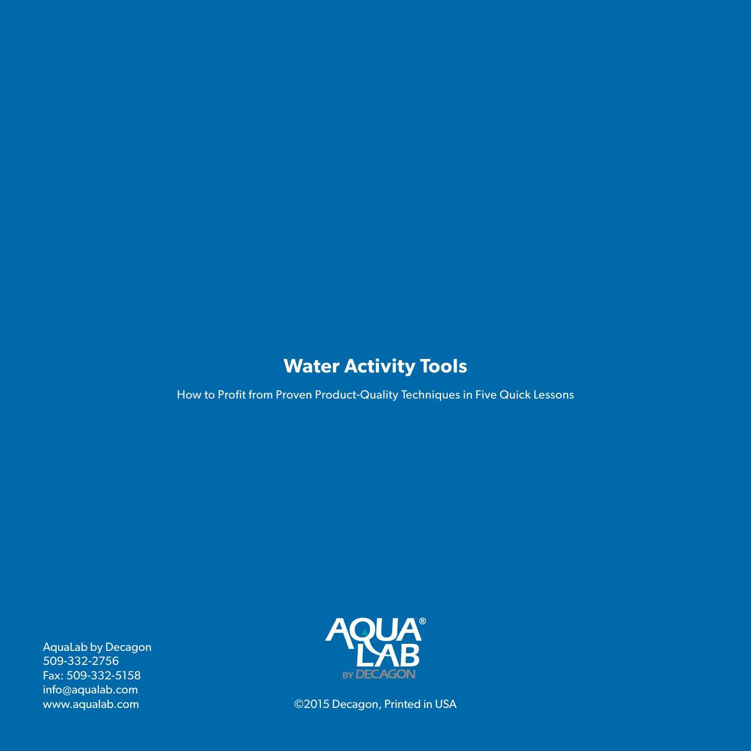# Water Activity Tools

How to Profit from Proven Product-Quality Techniques in Five Quick Lessons

AquaLab by Decagon
509-332-2756
Fax: 509-332-5158
info@aqualab.com
www.aqualab.com

AQUA® LAB BY DECAGON

©2015 Decagon, Printed in USA